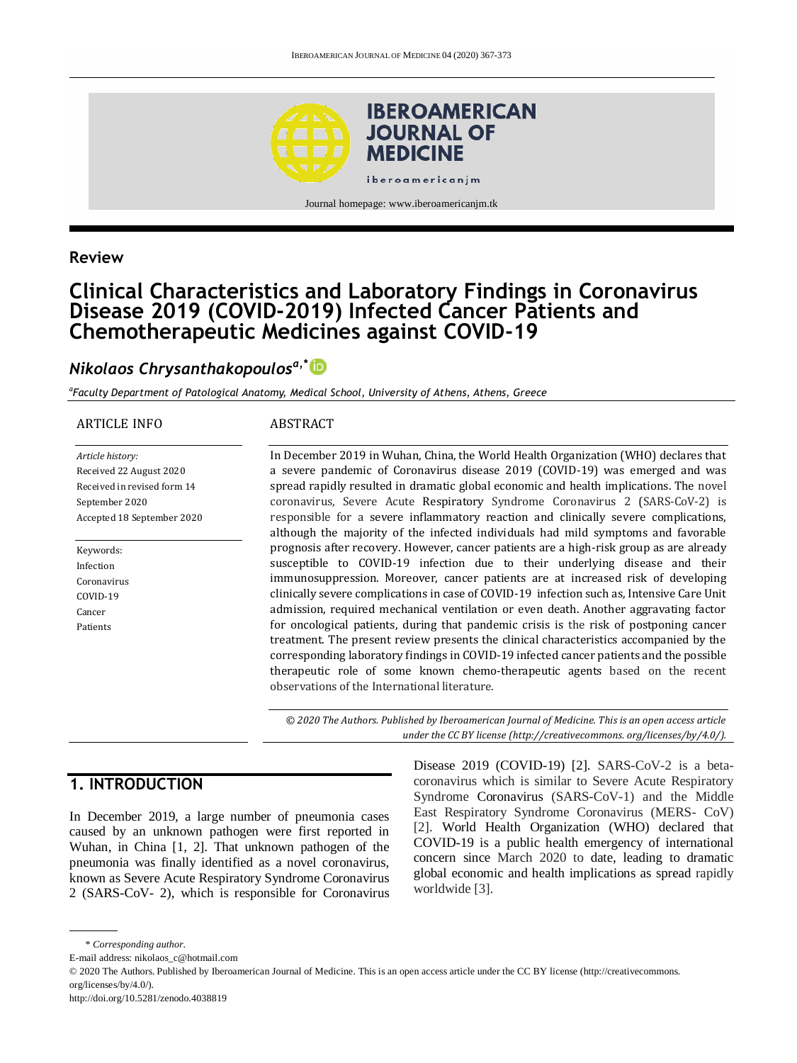## Review

# Clinical Characteristics and Laboratory Findings in Coronavirus Disease 2019 (COVID-2019) Infected Cancer Patients and Chemotherapeutic Medicines against COVID-19

***Nikolaos Chrysanthakopoulos[a,*]***

[a]*Faculty Department of Patological Anatomy, Medical School, University of Athens, Athens, Greece*

### ARTICLE INFO

*Article history:*
Received 22 August 2020
Received in revised form 14 September 2020
Accepted 18 September 2020

Keywords:
Infection
Coronavirus
COVID-19
Cancer
Patients

### ABSTRACT

In December 2019 in Wuhan, China, the World Health Organization (WHO) declares that a severe pandemic of Coronavirus disease 2019 (COVID-19) was emerged and was spread rapidly resulted in dramatic global economic and health implications. The novel coronavirus, Severe Acute Respiratory Syndrome Coronavirus 2 (SARS-CoV-2) is responsible for a severe inflammatory reaction and clinically severe complications, although the majority of the infected individuals had mild symptoms and favorable prognosis after recovery. However, cancer patients are a high-risk group as are already susceptible to COVID-19 infection due to their underlying disease and their immunosuppression. Moreover, cancer patients are at increased risk of developing clinically severe complications in case of COVID-19 infection such as, Intensive Care Unit admission, required mechanical ventilation or even death. Another aggravating factor for oncological patients, during that pandemic crisis is the risk of postponing cancer treatment. The present review presents the clinical characteristics accompanied by the corresponding laboratory findings in COVID-19 infected cancer patients and the possible therapeutic role of some known chemo-therapeutic agents based on the recent observations of the International literature.

*© 2020 The Authors. Published by Iberoamerican Journal of Medicine. This is an open access article under the CC BY license (http://creativecommons. org/licenses/by/4.0/).*

## 1. INTRODUCTION

In December 2019, a large number of pneumonia cases caused by an unknown pathogen were first reported in Wuhan, in China [1, 2]. That unknown pathogen of the pneumonia was finally identified as a novel coronavirus, known as Severe Acute Respiratory Syndrome Coronavirus 2 (SARS-CoV- 2), which is responsible for Coronavirus Disease 2019 (COVID-19) [2]. SARS-CoV-2 is a beta-coronavirus which is similar to Severe Acute Respiratory Syndrome Coronavirus (SARS-CoV-1) and the Middle East Respiratory Syndrome Coronavirus (MERS- CoV) [2]. World Health Organization (WHO) declared that COVID-19 is a public health emergency of international concern since March 2020 to date, leading to dramatic global economic and health implications as spread rapidly worldwide [3].

---

\* *Corresponding author.*

E-mail address: nikolaos_c@hotmail.com

© 2020 The Authors. Published by Iberoamerican Journal of Medicine. This is an open access article under the CC BY license (http://creativecommons. org/licenses/by/4.0/).

http://doi.org/10.5281/zenodo.4038819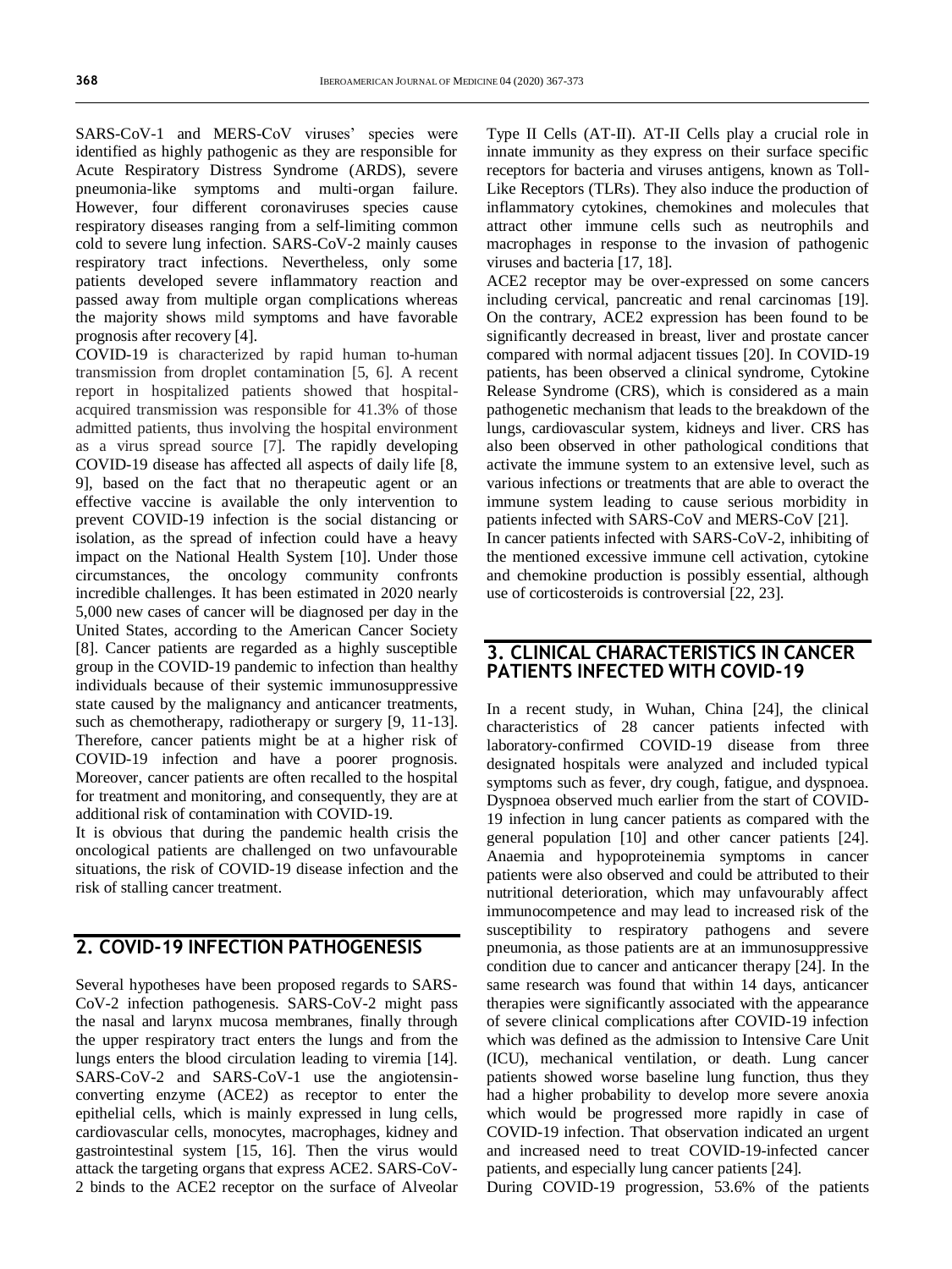SARS-CoV-1 and MERS-CoV viruses' species were identified as highly pathogenic as they are responsible for Acute Respiratory Distress Syndrome (ARDS), severe pneumonia-like symptoms and multi-organ failure. However, four different coronaviruses species cause respiratory diseases ranging from a self-limiting common cold to severe lung infection. SARS-CoV-2 mainly causes respiratory tract infections. Nevertheless, only some patients developed severe inflammatory reaction and passed away from multiple organ complications whereas the majority shows mild symptoms and have favorable prognosis after recovery [4].

COVID-19 is characterized by rapid human to-human transmission from droplet contamination [5, 6]. A recent report in hospitalized patients showed that hospital-acquired transmission was responsible for 41.3% of those admitted patients, thus involving the hospital environment as a virus spread source [7]. The rapidly developing COVID-19 disease has affected all aspects of daily life [8, 9], based on the fact that no therapeutic agent or an effective vaccine is available the only intervention to prevent COVID-19 infection is the social distancing or isolation, as the spread of infection could have a heavy impact on the National Health System [10]. Under those circumstances, the oncology community confronts incredible challenges. It has been estimated in 2020 nearly 5,000 new cases of cancer will be diagnosed per day in the United States, according to the American Cancer Society [8]. Cancer patients are regarded as a highly susceptible group in the COVID-19 pandemic to infection than healthy individuals because of their systemic immunosuppressive state caused by the malignancy and anticancer treatments, such as chemotherapy, radiotherapy or surgery [9, 11-13]. Therefore, cancer patients might be at a higher risk of COVID-19 infection and have a poorer prognosis. Moreover, cancer patients are often recalled to the hospital for treatment and monitoring, and consequently, they are at additional risk of contamination with COVID-19.

It is obvious that during the pandemic health crisis the oncological patients are challenged on two unfavourable situations, the risk of COVID-19 disease infection and the risk of stalling cancer treatment.

## 2. COVID-19 INFECTION PATHOGENESIS

Several hypotheses have been proposed regards to SARS-CoV-2 infection pathogenesis. SARS-CoV-2 might pass the nasal and larynx mucosa membranes, finally through the upper respiratory tract enters the lungs and from the lungs enters the blood circulation leading to viremia [14]. SARS-CoV-2 and SARS-CoV-1 use the angiotensin-converting enzyme (ACE2) as receptor to enter the epithelial cells, which is mainly expressed in lung cells, cardiovascular cells, monocytes, macrophages, kidney and gastrointestinal system [15, 16]. Then the virus would attack the targeting organs that express ACE2. SARS-CoV-2 binds to the ACE2 receptor on the surface of Alveolar Type II Cells (AT-II). AT-II Cells play a crucial role in innate immunity as they express on their surface specific receptors for bacteria and viruses antigens, known as Toll-Like Receptors (TLRs). They also induce the production of inflammatory cytokines, chemokines and molecules that attract other immune cells such as neutrophils and macrophages in response to the invasion of pathogenic viruses and bacteria [17, 18].

ACE2 receptor may be over-expressed on some cancers including cervical, pancreatic and renal carcinomas [19]. On the contrary, ACE2 expression has been found to be significantly decreased in breast, liver and prostate cancer compared with normal adjacent tissues [20]. In COVID-19 patients, has been observed a clinical syndrome, Cytokine Release Syndrome (CRS), which is considered as a main pathogenetic mechanism that leads to the breakdown of the lungs, cardiovascular system, kidneys and liver. CRS has also been observed in other pathological conditions that activate the immune system to an extensive level, such as various infections or treatments that are able to overact the immune system leading to cause serious morbidity in patients infected with SARS-CoV and MERS-CoV [21].

In cancer patients infected with SARS-CoV-2, inhibiting of the mentioned excessive immune cell activation, cytokine and chemokine production is possibly essential, although use of corticosteroids is controversial [22, 23].

## 3. CLINICAL CHARACTERISTICS IN CANCER PATIENTS INFECTED WITH COVID-19

In a recent study, in Wuhan, China [24], the clinical characteristics of 28 cancer patients infected with laboratory-confirmed COVID-19 disease from three designated hospitals were analyzed and included typical symptoms such as fever, dry cough, fatigue, and dyspnoea. Dyspnoea observed much earlier from the start of COVID-19 infection in lung cancer patients as compared with the general population [10] and other cancer patients [24]. Anaemia and hypoproteinemia symptoms in cancer patients were also observed and could be attributed to their nutritional deterioration, which may unfavourably affect immunocompetence and may lead to increased risk of the susceptibility to respiratory pathogens and severe pneumonia, as those patients are at an immunosuppressive condition due to cancer and anticancer therapy [24]. In the same research was found that within 14 days, anticancer therapies were significantly associated with the appearance of severe clinical complications after COVID-19 infection which was defined as the admission to Intensive Care Unit (ICU), mechanical ventilation, or death. Lung cancer patients showed worse baseline lung function, thus they had a higher probability to develop more severe anoxia which would be progressed more rapidly in case of COVID-19 infection. That observation indicated an urgent and increased need to treat COVID-19-infected cancer patients, and especially lung cancer patients [24].

During COVID-19 progression, 53.6% of the patients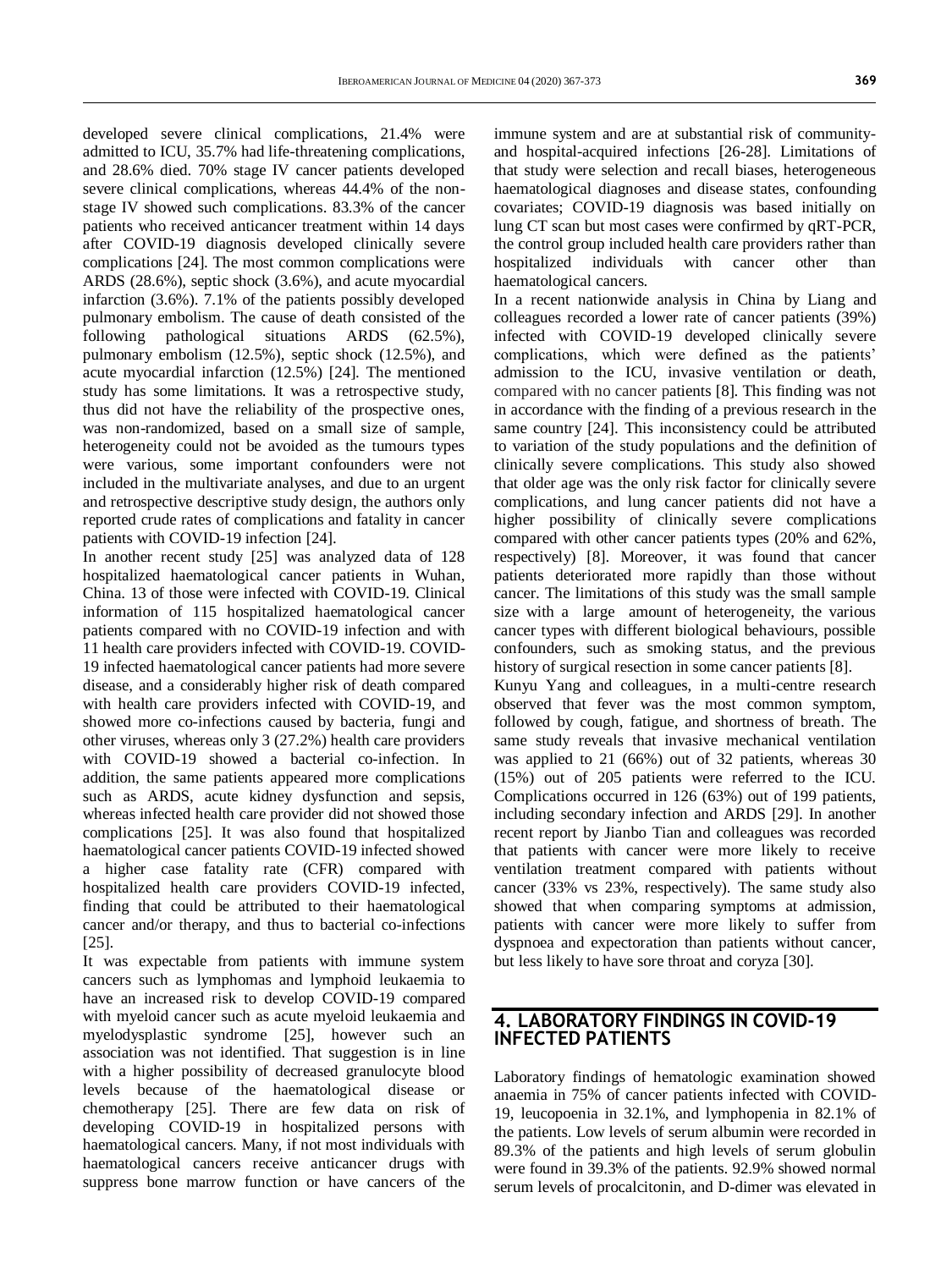developed severe clinical complications, 21.4% were admitted to ICU, 35.7% had life-threatening complications, and 28.6% died. 70% stage IV cancer patients developed severe clinical complications, whereas 44.4% of the non-stage IV showed such complications. 83.3% of the cancer patients who received anticancer treatment within 14 days after COVID-19 diagnosis developed clinically severe complications [24]. The most common complications were ARDS (28.6%), septic shock (3.6%), and acute myocardial infarction (3.6%). 7.1% of the patients possibly developed pulmonary embolism. The cause of death consisted of the following pathological situations ARDS (62.5%), pulmonary embolism (12.5%), septic shock (12.5%), and acute myocardial infarction (12.5%) [24]. The mentioned study has some limitations. It was a retrospective study, thus did not have the reliability of the prospective ones, was non-randomized, based on a small size of sample, heterogeneity could not be avoided as the tumours types were various, some important confounders were not included in the multivariate analyses, and due to an urgent and retrospective descriptive study design, the authors only reported crude rates of complications and fatality in cancer patients with COVID-19 infection [24].

In another recent study [25] was analyzed data of 128 hospitalized haematological cancer patients in Wuhan, China. 13 of those were infected with COVID-19. Clinical information of 115 hospitalized haematological cancer patients compared with no COVID-19 infection and with 11 health care providers infected with COVID-19. COVID-19 infected haematological cancer patients had more severe disease, and a considerably higher risk of death compared with health care providers infected with COVID-19, and showed more co-infections caused by bacteria, fungi and other viruses, whereas only 3 (27.2%) health care providers with COVID-19 showed a bacterial co-infection. In addition, the same patients appeared more complications such as ARDS, acute kidney dysfunction and sepsis, whereas infected health care provider did not showed those complications [25]. It was also found that hospitalized haematological cancer patients COVID-19 infected showed a higher case fatality rate (CFR) compared with hospitalized health care providers COVID-19 infected, finding that could be attributed to their haematological cancer and/or therapy, and thus to bacterial co-infections [25].

It was expectable from patients with immune system cancers such as lymphomas and lymphoid leukaemia to have an increased risk to develop COVID-19 compared with myeloid cancer such as acute myeloid leukaemia and myelodysplastic syndrome [25], however such an association was not identified. That suggestion is in line with a higher possibility of decreased granulocyte blood levels because of the haematological disease or chemotherapy [25]. There are few data on risk of developing COVID-19 in hospitalized persons with haematological cancers. Many, if not most individuals with haematological cancers receive anticancer drugs with suppress bone marrow function or have cancers of the immune system and are at substantial risk of community- and hospital-acquired infections [26-28]. Limitations of that study were selection and recall biases, heterogeneous haematological diagnoses and disease states, confounding covariates; COVID-19 diagnosis was based initially on lung CT scan but most cases were confirmed by qRT-PCR, the control group included health care providers rather than hospitalized individuals with cancer other than haematological cancers.

In a recent nationwide analysis in China by Liang and colleagues recorded a lower rate of cancer patients (39%) infected with COVID-19 developed clinically severe complications, which were defined as the patients' admission to the ICU, invasive ventilation or death, compared with no cancer patients [8]. This finding was not in accordance with the finding of a previous research in the same country [24]. This inconsistency could be attributed to variation of the study populations and the definition of clinically severe complications. This study also showed that older age was the only risk factor for clinically severe complications, and lung cancer patients did not have a higher possibility of clinically severe complications compared with other cancer patients types (20% and 62%, respectively) [8]. Moreover, it was found that cancer patients deteriorated more rapidly than those without cancer. The limitations of this study was the small sample size with a large amount of heterogeneity, the various cancer types with different biological behaviours, possible confounders, such as smoking status, and the previous history of surgical resection in some cancer patients [8].

Kunyu Yang and colleagues, in a multi-centre research observed that fever was the most common symptom, followed by cough, fatigue, and shortness of breath. The same study reveals that invasive mechanical ventilation was applied to 21 (66%) out of 32 patients, whereas 30 (15%) out of 205 patients were referred to the ICU. Complications occurred in 126 (63%) out of 199 patients, including secondary infection and ARDS [29]. In another recent report by Jianbo Tian and colleagues was recorded that patients with cancer were more likely to receive ventilation treatment compared with patients without cancer (33% vs 23%, respectively). The same study also showed that when comparing symptoms at admission, patients with cancer were more likely to suffer from dyspnoea and expectoration than patients without cancer, but less likely to have sore throat and coryza [30].

## 4. LABORATORY FINDINGS IN COVID-19 INFECTED PATIENTS

Laboratory findings of hematologic examination showed anaemia in 75% of cancer patients infected with COVID-19, leucopoenia in 32.1%, and lymphopenia in 82.1% of the patients. Low levels of serum albumin were recorded in 89.3% of the patients and high levels of serum globulin were found in 39.3% of the patients. 92.9% showed normal serum levels of procalcitonin, and D-dimer was elevated in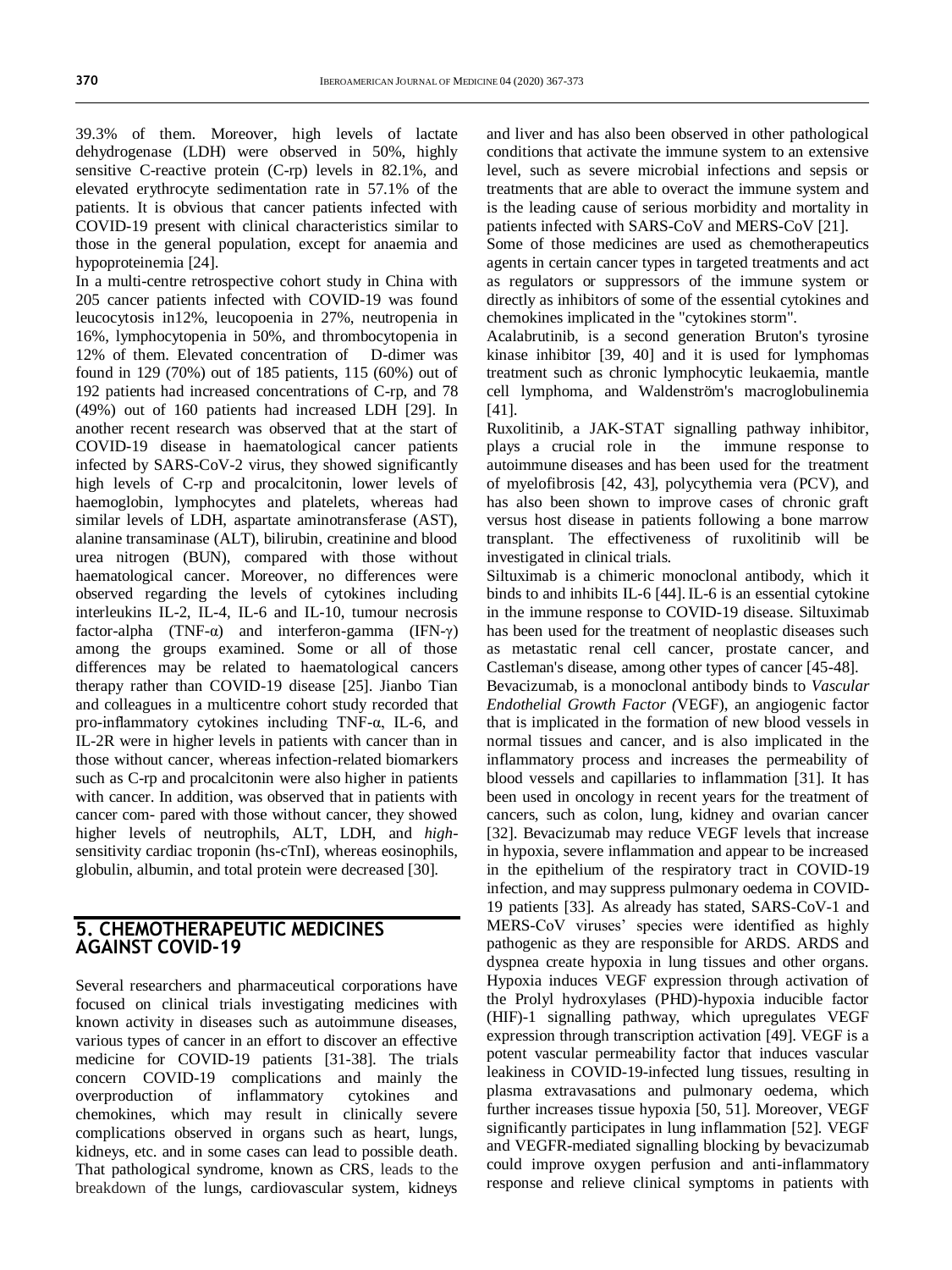39.3% of them. Moreover, high levels of lactate dehydrogenase (LDH) were observed in 50%, highly sensitive C-reactive protein (C-rp) levels in 82.1%, and elevated erythrocyte sedimentation rate in 57.1% of the patients. It is obvious that cancer patients infected with COVID-19 present with clinical characteristics similar to those in the general population, except for anaemia and hypoproteinemia [24].

In a multi-centre retrospective cohort study in China with 205 cancer patients infected with COVID-19 was found leucocytosis in12%, leucopoenia in 27%, neutropenia in 16%, lymphocytopenia in 50%, and thrombocytopenia in 12% of them. Elevated concentration of D-dimer was found in 129 (70%) out of 185 patients, 115 (60%) out of 192 patients had increased concentrations of C-rp, and 78 (49%) out of 160 patients had increased LDH [29]. In another recent research was observed that at the start of COVID-19 disease in haematological cancer patients infected by SARS-CoV-2 virus, they showed significantly high levels of C-rp and procalcitonin, lower levels of haemoglobin, lymphocytes and platelets, whereas had similar levels of LDH, aspartate aminotransferase (AST), alanine transaminase (ALT), bilirubin, creatinine and blood urea nitrogen (BUN), compared with those without haematological cancer. Moreover, no differences were observed regarding the levels of cytokines including interleukins IL-2, IL-4, IL-6 and IL-10, tumour necrosis factor-alpha (TNF-α) and interferon-gamma (IFN-γ) among the groups examined. Some or all of those differences may be related to haematological cancers therapy rather than COVID-19 disease [25]. Jianbo Tian and colleagues in a multicentre cohort study recorded that pro-inflammatory cytokines including TNF-α, IL-6, and IL-2R were in higher levels in patients with cancer than in those without cancer, whereas infection-related biomarkers such as C-rp and procalcitonin were also higher in patients with cancer. In addition, was observed that in patients with cancer com- pared with those without cancer, they showed higher levels of neutrophils, ALT, LDH, and *high*-sensitivity cardiac troponin (hs-cTnI), whereas eosinophils, globulin, albumin, and total protein were decreased [30].

## 5. CHEMOTHERAPEUTIC MEDICINES AGAINST COVID-19

Several researchers and pharmaceutical corporations have focused on clinical trials investigating medicines with known activity in diseases such as autoimmune diseases, various types of cancer in an effort to discover an effective medicine for COVID-19 patients [31-38]. The trials concern COVID-19 complications and mainly the overproduction of inflammatory cytokines and chemokines, which may result in clinically severe complications observed in organs such as heart, lungs, kidneys, etc. and in some cases can lead to possible death. That pathological syndrome, known as CRS, leads to the breakdown of the lungs, cardiovascular system, kidneys and liver and has also been observed in other pathological conditions that activate the immune system to an extensive level, such as severe microbial infections and sepsis or treatments that are able to overact the immune system and is the leading cause of serious morbidity and mortality in patients infected with SARS-CoV and MERS-CoV [21].

Some of those medicines are used as chemotherapeutics agents in certain cancer types in targeted treatments and act as regulators or suppressors of the immune system or directly as inhibitors of some of the essential cytokines and chemokines implicated in the "cytokines storm".

Acalabrutinib, is a second generation Bruton's tyrosine kinase inhibitor [39, 40] and it is used for lymphomas treatment such as chronic lymphocytic leukaemia, mantle cell lymphoma, and Waldenström's macroglobulinemia [41].

Ruxolitinib, a JAK-STAT signalling pathway inhibitor, plays a crucial role in the immune response to autoimmune diseases and has been used for the treatment of myelofibrosis [42, 43], polycythemia vera (PCV), and has also been shown to improve cases of chronic graft versus host disease in patients following a bone marrow transplant. The effectiveness of ruxolitinib will be investigated in clinical trials.

Siltuximab is a chimeric monoclonal antibody, which it binds to and inhibits IL-6 [44]. IL-6 is an essential cytokine in the immune response to COVID-19 disease. Siltuximab has been used for the treatment of neoplastic diseases such as metastatic renal cell cancer, prostate cancer, and Castleman's disease, among other types of cancer [45-48].

Bevacizumab, is a monoclonal antibody binds to *Vascular Endothelial Growth Factor (*VEGF), an angiogenic factor that is implicated in the formation of new blood vessels in normal tissues and cancer, and is also implicated in the inflammatory process and increases the permeability of blood vessels and capillaries to inflammation [31]. It has been used in oncology in recent years for the treatment of cancers, such as colon, lung, kidney and ovarian cancer [32]. Bevacizumab may reduce VEGF levels that increase in hypoxia, severe inflammation and appear to be increased in the epithelium of the respiratory tract in COVID-19 infection, and may suppress pulmonary oedema in COVID-19 patients [33]. As already has stated, SARS-CoV-1 and MERS-CoV viruses' species were identified as highly pathogenic as they are responsible for ARDS. ARDS and dyspnea create hypoxia in lung tissues and other organs. Hypoxia induces VEGF expression through activation of the Prolyl hydroxylases (PHD)-hypoxia inducible factor (HIF)-1 signalling pathway, which upregulates VEGF expression through transcription activation [49]. VEGF is a potent vascular permeability factor that induces vascular leakiness in COVID-19-infected lung tissues, resulting in plasma extravasations and pulmonary oedema, which further increases tissue hypoxia [50, 51]. Moreover, VEGF significantly participates in lung inflammation [52]. VEGF and VEGFR-mediated signalling blocking by bevacizumab could improve oxygen perfusion and anti-inflammatory response and relieve clinical symptoms in patients with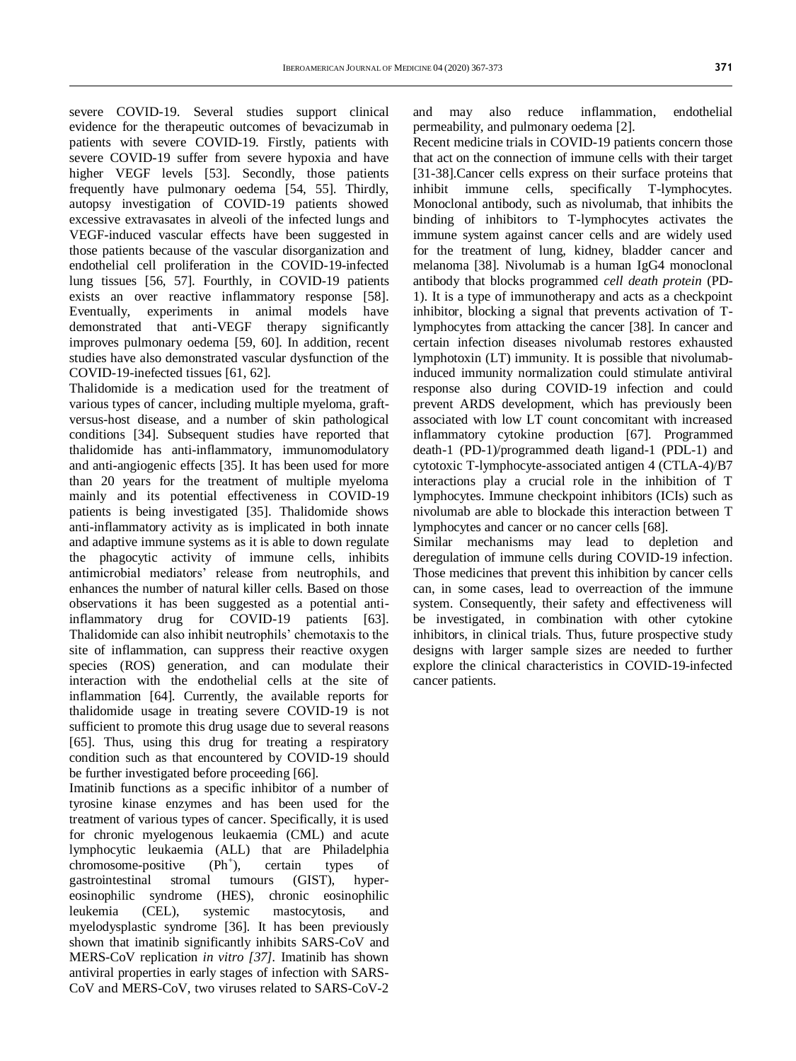severe COVID-19. Several studies support clinical evidence for the therapeutic outcomes of bevacizumab in patients with severe COVID-19. Firstly, patients with severe COVID-19 suffer from severe hypoxia and have higher VEGF levels [53]. Secondly, those patients frequently have pulmonary oedema [54, 55]. Thirdly, autopsy investigation of COVID-19 patients showed excessive extravasates in alveoli of the infected lungs and VEGF-induced vascular effects have been suggested in those patients because of the vascular disorganization and endothelial cell proliferation in the COVID-19-infected lung tissues [56, 57]. Fourthly, in COVID-19 patients exists an over reactive inflammatory response [58]. Eventually, experiments in animal models have demonstrated that anti-VEGF therapy significantly improves pulmonary oedema [59, 60]. In addition, recent studies have also demonstrated vascular dysfunction of the COVID-19-inefected tissues [61, 62].

Thalidomide is a medication used for the treatment of various types of cancer, including multiple myeloma, graft-versus-host disease, and a number of skin pathological conditions [34]. Subsequent studies have reported that thalidomide has anti-inflammatory, immunomodulatory and anti-angiogenic effects [35]. It has been used for more than 20 years for the treatment of multiple myeloma mainly and its potential effectiveness in COVID-19 patients is being investigated [35]. Thalidomide shows anti-inflammatory activity as is implicated in both innate and adaptive immune systems as it is able to down regulate the phagocytic activity of immune cells, inhibits antimicrobial mediators' release from neutrophils, and enhances the number of natural killer cells. Based on those observations it has been suggested as a potential anti-inflammatory drug for COVID-19 patients [63]. Thalidomide can also inhibit neutrophils' chemotaxis to the site of inflammation, can suppress their reactive oxygen species (ROS) generation, and can modulate their interaction with the endothelial cells at the site of inflammation [64]. Currently, the available reports for thalidomide usage in treating severe COVID-19 is not sufficient to promote this drug usage due to several reasons [65]. Thus, using this drug for treating a respiratory condition such as that encountered by COVID-19 should be further investigated before proceeding [66].

Imatinib functions as a specific inhibitor of a number of tyrosine kinase enzymes and has been used for the treatment of various types of cancer. Specifically, it is used for chronic myelogenous leukaemia (CML) and acute lymphocytic leukaemia (ALL) that are Philadelphia chromosome-positive ($Ph^+$), certain types of gastrointestinal stromal tumours (GIST), hyper-eosinophilic syndrome (HES), chronic eosinophilic leukemia (CEL), systemic mastocytosis, and myelodysplastic syndrome [36]. It has been previously shown that imatinib significantly inhibits SARS-CoV and MERS-CoV replication *in vitro [37]*. Imatinib has shown antiviral properties in early stages of infection with SARS-CoV and MERS-CoV, two viruses related to SARS-CoV-2 and may also reduce inflammation, endothelial permeability, and pulmonary oedema [2].

Recent medicine trials in COVID-19 patients concern those that act on the connection of immune cells with their target [31-38].Cancer cells express on their surface proteins that inhibit immune cells, specifically T-lymphocytes. Monoclonal antibody, such as nivolumab, that inhibits the binding of inhibitors to T-lymphocytes activates the immune system against cancer cells and are widely used for the treatment of lung, kidney, bladder cancer and melanoma [38]. Nivolumab is a human IgG4 monoclonal antibody that blocks programmed *cell death protein* (PD-1). It is a type of immunotherapy and acts as a checkpoint inhibitor, blocking a signal that prevents activation of T-lymphocytes from attacking the cancer [38]. In cancer and certain infection diseases nivolumab restores exhausted lymphotoxin (LT) immunity. It is possible that nivolumab-induced immunity normalization could stimulate antiviral response also during COVID-19 infection and could prevent ARDS development, which has previously been associated with low LT count concomitant with increased inflammatory cytokine production [67]. Programmed death-1 (PD-1)/programmed death ligand-1 (PDL-1) and cytotoxic T-lymphocyte-associated antigen 4 (CTLA-4)/B7 interactions play a crucial role in the inhibition of T lymphocytes. Immune checkpoint inhibitors (ICIs) such as nivolumab are able to blockade this interaction between T lymphocytes and cancer or no cancer cells [68].

Similar mechanisms may lead to depletion and deregulation of immune cells during COVID-19 infection. Those medicines that prevent this inhibition by cancer cells can, in some cases, lead to overreaction of the immune system. Consequently, their safety and effectiveness will be investigated, in combination with other cytokine inhibitors, in clinical trials. Thus, future prospective study designs with larger sample sizes are needed to further explore the clinical characteristics in COVID-19-infected cancer patients.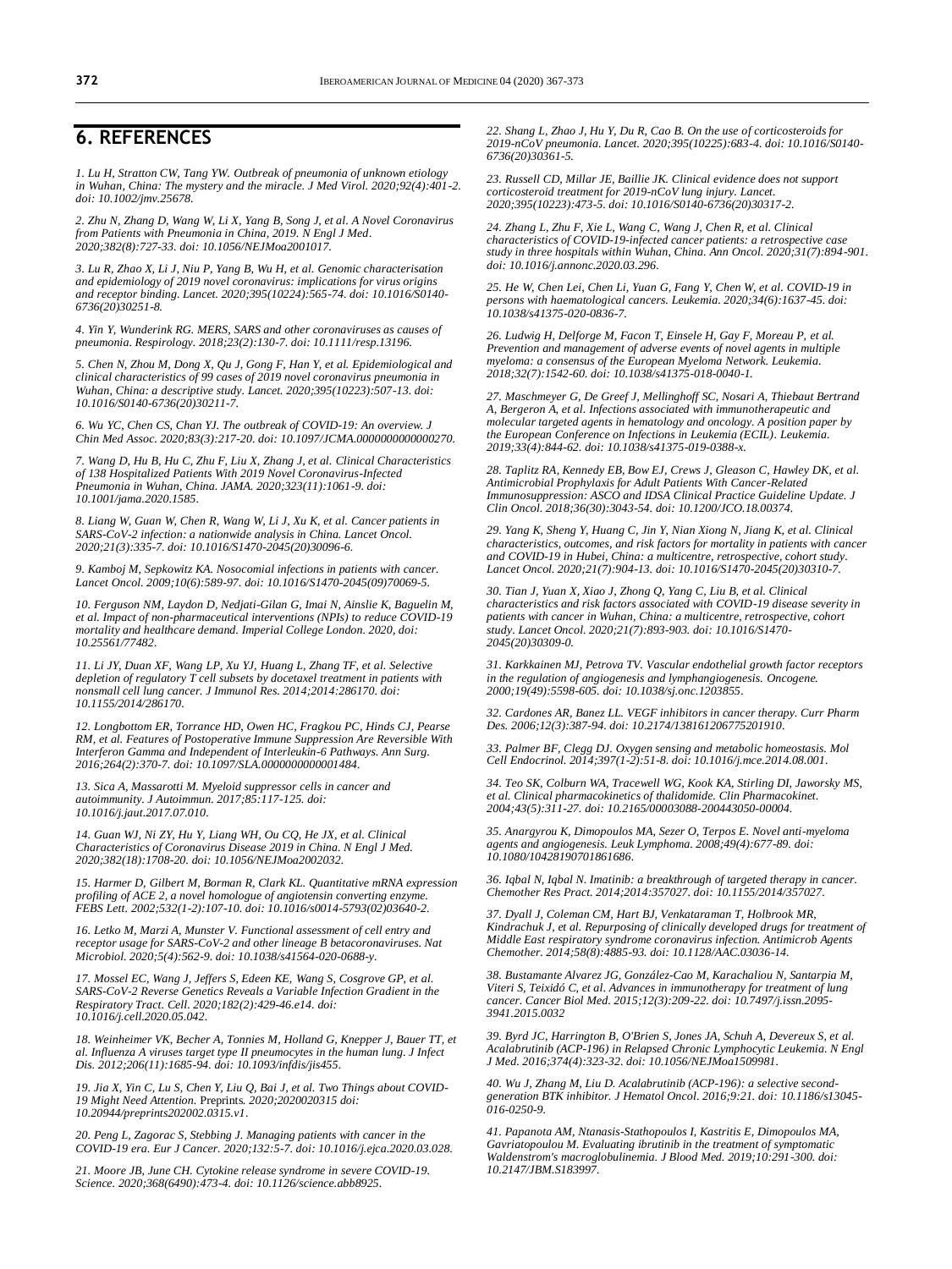## 6. REFERENCES

*1. Lu H, Stratton CW, Tang YW. Outbreak of pneumonia of unknown etiology in Wuhan, China: The mystery and the miracle. J Med Virol. 2020;92(4):401-2. doi: 10.1002/jmv.25678.*

*2. Zhu N, Zhang D, Wang W, Li X, Yang B, Song J, et al. A Novel Coronavirus from Patients with Pneumonia in China, 2019. N Engl J Med. 2020;382(8):727-33. doi: 10.1056/NEJMoa2001017.*

*3. Lu R, Zhao X, Li J, Niu P, Yang B, Wu H, et al. Genomic characterisation and epidemiology of 2019 novel coronavirus: implications for virus origins and receptor binding. Lancet. 2020;395(10224):565-74. doi: 10.1016/S0140-6736(20)30251-8.*

*4. Yin Y, Wunderink RG. MERS, SARS and other coronaviruses as causes of pneumonia. Respirology. 2018;23(2):130-7. doi: 10.1111/resp.13196.*

*5. Chen N, Zhou M, Dong X, Qu J, Gong F, Han Y, et al. Epidemiological and clinical characteristics of 99 cases of 2019 novel coronavirus pneumonia in Wuhan, China: a descriptive study. Lancet. 2020;395(10223):507-13. doi: 10.1016/S0140-6736(20)30211-7.*

*6. Wu YC, Chen CS, Chan YJ. The outbreak of COVID-19: An overview. J Chin Med Assoc. 2020;83(3):217-20. doi: 10.1097/JCMA.0000000000000270.*

*7. Wang D, Hu B, Hu C, Zhu F, Liu X, Zhang J, et al. Clinical Characteristics of 138 Hospitalized Patients With 2019 Novel Coronavirus-Infected Pneumonia in Wuhan, China. JAMA. 2020;323(11):1061-9. doi: 10.1001/jama.2020.1585.*

*8. Liang W, Guan W, Chen R, Wang W, Li J, Xu K, et al. Cancer patients in SARS-CoV-2 infection: a nationwide analysis in China. Lancet Oncol. 2020;21(3):335-7. doi: 10.1016/S1470-2045(20)30096-6.*

*9. Kamboj M, Sepkowitz KA. Nosocomial infections in patients with cancer. Lancet Oncol. 2009;10(6):589-97. doi: 10.1016/S1470-2045(09)70069-5.*

*10. Ferguson NM, Laydon D, Nedjati-Gilan G, Imai N, Ainslie K, Baguelin M, et al. Impact of non-pharmaceutical interventions (NPIs) to reduce COVID-19 mortality and healthcare demand. Imperial College London. 2020, doi: 10.25561/77482.*

*11. Li JY, Duan XF, Wang LP, Xu YJ, Huang L, Zhang TF, et al. Selective depletion of regulatory T cell subsets by docetaxel treatment in patients with nonsmall cell lung cancer. J Immunol Res. 2014;2014:286170. doi: 10.1155/2014/286170.*

*12. Longbottom ER, Torrance HD, Owen HC, Fragkou PC, Hinds CJ, Pearse RM, et al. Features of Postoperative Immune Suppression Are Reversible With Interferon Gamma and Independent of Interleukin-6 Pathways. Ann Surg. 2016;264(2):370-7. doi: 10.1097/SLA.0000000000001484.*

*13. Sica A, Massarotti M. Myeloid suppressor cells in cancer and autoimmunity. J Autoimmun. 2017;85:117-125. doi: 10.1016/j.jaut.2017.07.010.*

*14. Guan WJ, Ni ZY, Hu Y, Liang WH, Ou CQ, He JX, et al. Clinical Characteristics of Coronavirus Disease 2019 in China. N Engl J Med. 2020;382(18):1708-20. doi: 10.1056/NEJMoa2002032.*

*15. Harmer D, Gilbert M, Borman R, Clark KL. Quantitative mRNA expression profiling of ACE 2, a novel homologue of angiotensin converting enzyme. FEBS Lett. 2002;532(1-2):107-10. doi: 10.1016/s0014-5793(02)03640-2.*

*16. Letko M, Marzi A, Munster V. Functional assessment of cell entry and receptor usage for SARS-CoV-2 and other lineage B betacoronaviruses. Nat Microbiol. 2020;5(4):562-9. doi: 10.1038/s41564-020-0688-y.*

*17. Mossel EC, Wang J, Jeffers S, Edeen KE, Wang S, Cosgrove GP, et al. SARS-CoV-2 Reverse Genetics Reveals a Variable Infection Gradient in the Respiratory Tract. Cell. 2020;182(2):429-46.e14. doi: 10.1016/j.cell.2020.05.042.*

*18. Weinheimer VK, Becher A, Tonnies M, Holland G, Knepper J, Bauer TT, et al. Influenza A viruses target type II pneumocytes in the human lung. J Infect Dis. 2012;206(11):1685-94. doi: 10.1093/infdis/jis455.*

*19. Jia X, Yin C, Lu S, Chen Y, Liu Q, Bai J, et al. Two Things about COVID-19 Might Need Attention. Preprints. 2020;2020020315 doi: 10.20944/preprints202002.0315.v1.*

*20. Peng L, Zagorac S, Stebbing J. Managing patients with cancer in the COVID-19 era. Eur J Cancer. 2020;132:5-7. doi: 10.1016/j.ejca.2020.03.028.*

*21. Moore JB, June CH. Cytokine release syndrome in severe COVID-19. Science. 2020;368(6490):473-4. doi: 10.1126/science.abb8925.*

*22. Shang L, Zhao J, Hu Y, Du R, Cao B. On the use of corticosteroids for 2019-nCoV pneumonia. Lancet. 2020;395(10225):683-4. doi: 10.1016/S0140-6736(20)30361-5.*

*23. Russell CD, Millar JE, Baillie JK. Clinical evidence does not support corticosteroid treatment for 2019-nCoV lung injury. Lancet. 2020;395(10223):473-5. doi: 10.1016/S0140-6736(20)30317-2.*

*24. Zhang L, Zhu F, Xie L, Wang C, Wang J, Chen R, et al. Clinical characteristics of COVID-19-infected cancer patients: a retrospective case study in three hospitals within Wuhan, China. Ann Oncol. 2020;31(7):894-901. doi: 10.1016/j.annonc.2020.03.296.*

*25. He W, Chen Lei, Chen Li, Yuan G, Fang Y, Chen W, et al. COVID-19 in persons with haematological cancers. Leukemia. 2020;34(6):1637-45. doi: 10.1038/s41375-020-0836-7.*

*26. Ludwig H, Delforge M, Facon T, Einsele H, Gay F, Moreau P, et al. Prevention and management of adverse events of novel agents in multiple myeloma: a consensus of the European Myeloma Network. Leukemia. 2018;32(7):1542-60. doi: 10.1038/s41375-018-0040-1.*

*27. Maschmeyer G, De Greef J, Mellinghoff SC, Nosari A, Thiebaut Bertrand A, Bergeron A, et al. Infections associated with immunotherapeutic and molecular targeted agents in hematology and oncology. A position paper by the European Conference on Infections in Leukemia (ECIL). Leukemia. 2019;33(4):844-62. doi: 10.1038/s41375-019-0388-x.*

*28. Taplitz RA, Kennedy EB, Bow EJ, Crews J, Gleason C, Hawley DK, et al. Antimicrobial Prophylaxis for Adult Patients With Cancer-Related Immunosuppression: ASCO and IDSA Clinical Practice Guideline Update. J Clin Oncol. 2018;36(30):3043-54. doi: 10.1200/JCO.18.00374.*

*29. Yang K, Sheng Y, Huang C, Jin Y, Nian Xiong N, Jiang K, et al. Clinical characteristics, outcomes, and risk factors for mortality in patients with cancer and COVID-19 in Hubei, China: a multicentre, retrospective, cohort study. Lancet Oncol. 2020;21(7):904-13. doi: 10.1016/S1470-2045(20)30310-7.*

*30. Tian J, Yuan X, Xiao J, Zhong Q, Yang C, Liu B, et al. Clinical characteristics and risk factors associated with COVID-19 disease severity in patients with cancer in Wuhan, China: a multicentre, retrospective, cohort study. Lancet Oncol. 2020;21(7):893-903. doi: 10.1016/S1470-2045(20)30309-0.*

*31. Karkkainen MJ, Petrova TV. Vascular endothelial growth factor receptors in the regulation of angiogenesis and lymphangiogenesis. Oncogene. 2000;19(49):5598-605. doi: 10.1038/sj.onc.1203855.*

*32. Cardones AR, Banez LL. VEGF inhibitors in cancer therapy. Curr Pharm Des. 2006;12(3):387-94. doi: 10.2174/138161206775201910.*

*33. Palmer BF, Clegg DJ. Oxygen sensing and metabolic homeostasis. Mol Cell Endocrinol. 2014;397(1-2):51-8. doi: 10.1016/j.mce.2014.08.001.*

*34. Teo SK, Colburn WA, Tracewell WG, Kook KA, Stirling DI, Jaworsky MS, et al. Clinical pharmacokinetics of thalidomide. Clin Pharmacokinet. 2004;43(5):311-27. doi: 10.2165/00003088-200443050-00004.*

*35. Anargyrou K, Dimopoulos MA, Sezer O, Terpos E. Novel anti-myeloma agents and angiogenesis. Leuk Lymphoma. 2008;49(4):677-89. doi: 10.1080/10428190701861686.*

*36. Iqbal N, Iqbal N. Imatinib: a breakthrough of targeted therapy in cancer. Chemother Res Pract. 2014;2014:357027. doi: 10.1155/2014/357027.*

*37. Dyall J, Coleman CM, Hart BJ, Venkataraman T, Holbrook MR, Kindrachuk J, et al. Repurposing of clinically developed drugs for treatment of Middle East respiratory syndrome coronavirus infection. Antimicrob Agents Chemother. 2014;58(8):4885-93. doi: 10.1128/AAC.03036-14.*

*38. Bustamante Alvarez JG, González-Cao M, Karachaliou N, Santarpia M, Viteri S, Teixidó C, et al. Advances in immunotherapy for treatment of lung cancer. Cancer Biol Med. 2015;12(3):209-22. doi: 10.7497/j.issn.2095-3941.2015.0032*

*39. Byrd JC, Harrington B, O'Brien S, Jones JA, Schuh A, Devereux S, et al. Acalabrutinib (ACP-196) in Relapsed Chronic Lymphocytic Leukemia. N Engl J Med. 2016;374(4):323-32. doi: 10.1056/NEJMoa1509981.*

*40. Wu J, Zhang M, Liu D. Acalabrutinib (ACP-196): a selective second-generation BTK inhibitor. J Hematol Oncol. 2016;9:21. doi: 10.1186/s13045-016-0250-9.*

*41. Papanota AM, Ntanasis-Stathopoulos I, Kastritis E, Dimopoulos MA, Gavriatopoulou M. Evaluating ibrutinib in the treatment of symptomatic Waldenstrom's macroglobulinemia. J Blood Med. 2019;10:291-300. doi: 10.2147/JBM.S183997.*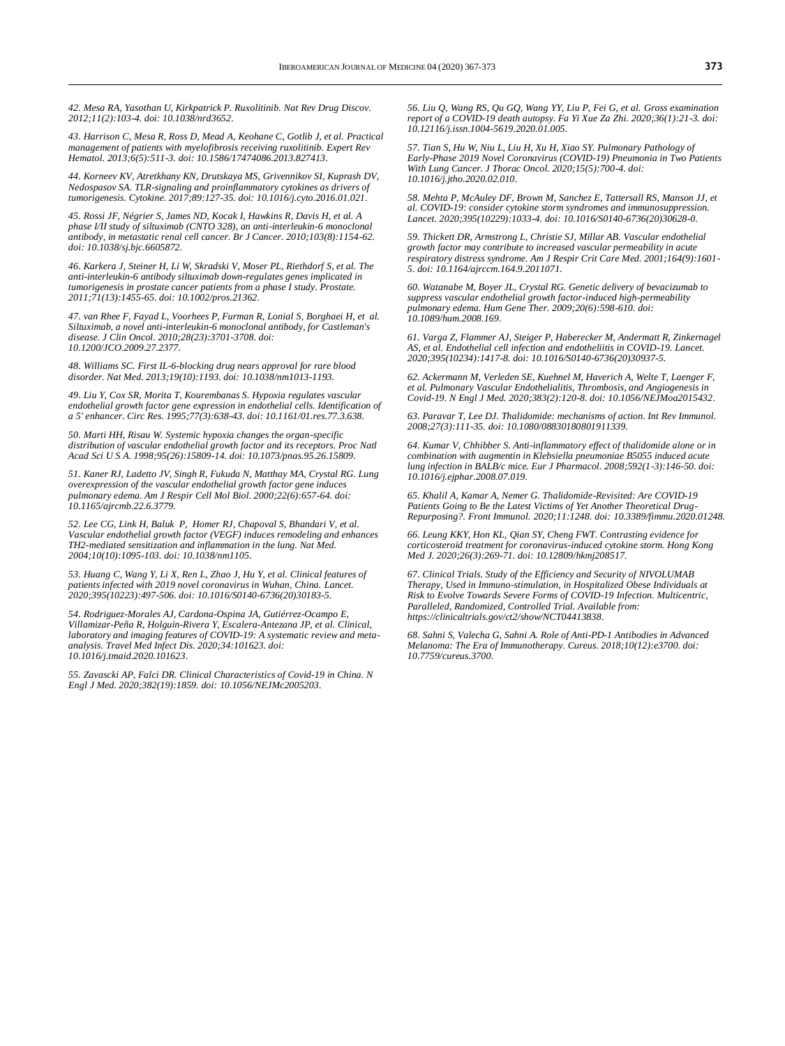*42. Mesa RA, Yasothan U, Kirkpatrick P. Ruxolitinib. Nat Rev Drug Discov. 2012;11(2):103-4. doi: 10.1038/nrd3652.*

*43. Harrison C, Mesa R, Ross D, Mead A, Keohane C, Gotlib J, et al. Practical management of patients with myelofibrosis receiving ruxolitinib. Expert Rev Hematol. 2013;6(5):511-3. doi: 10.1586/17474086.2013.827413.*

*44. Korneev KV, Atretkhany KN, Drutskaya MS, Grivennikov SI, Kuprash DV, Nedospasov SA. TLR-signaling and proinflammatory cytokines as drivers of tumorigenesis. Cytokine. 2017;89:127-35. doi: 10.1016/j.cyto.2016.01.021.*

*45. Rossi JF, Négrier S, James ND, Kocak I, Hawkins R, Davis H, et al. A phase I/II study of siltuximab (CNTO 328), an anti-interleukin-6 monoclonal antibody, in metastatic renal cell cancer. Br J Cancer. 2010;103(8):1154-62. doi: 10.1038/sj.bjc.6605872.*

*46. Karkera J, Steiner H, Li W, Skradski V, Moser PL, Riethdorf S, et al. The anti-interleukin-6 antibody siltuximab down-regulates genes implicated in tumorigenesis in prostate cancer patients from a phase I study. Prostate. 2011;71(13):1455-65. doi: 10.1002/pros.21362.*

*47. van Rhee F, Fayad L, Voorhees P, Furman R, Lonial S, Borghaei H, et al. Siltuximab, a novel anti-interleukin-6 monoclonal antibody, for Castleman's disease. J Clin Oncol. 2010;28(23):3701-3708. doi: 10.1200/JCO.2009.27.2377.*

*48. Williams SC. First IL-6-blocking drug nears approval for rare blood disorder. Nat Med. 2013;19(10):1193. doi: 10.1038/nm1013-1193.*

*49. Liu Y, Cox SR, Morita T, Kourembanas S. Hypoxia regulates vascular endothelial growth factor gene expression in endothelial cells. Identification of a 5' enhancer. Circ Res. 1995;77(3):638-43. doi: 10.1161/01.res.77.3.638.*

*50. Marti HH, Risau W. Systemic hypoxia changes the organ-specific distribution of vascular endothelial growth factor and its receptors. Proc Natl Acad Sci U S A. 1998;95(26):15809-14. doi: 10.1073/pnas.95.26.15809.*

*51. Kaner RJ, Ladetto JV, Singh R, Fukuda N, Matthay MA, Crystal RG. Lung overexpression of the vascular endothelial growth factor gene induces pulmonary edema. Am J Respir Cell Mol Biol. 2000;22(6):657-64. doi: 10.1165/ajrcmb.22.6.3779.*

*52. Lee CG, Link H, Baluk P, Homer RJ, Chapoval S, Bhandari V, et al. Vascular endothelial growth factor (VEGF) induces remodeling and enhances TH2-mediated sensitization and inflammation in the lung. Nat Med. 2004;10(10):1095-103. doi: 10.1038/nm1105.*

*53. Huang C, Wang Y, Li X, Ren L, Zhao J, Hu Y, et al. Clinical features of patients infected with 2019 novel coronavirus in Wuhan, China. Lancet. 2020;395(10223):497-506. doi: 10.1016/S0140-6736(20)30183-5.*

*54. Rodriguez-Morales AJ, Cardona-Ospina JA, Gutiérrez-Ocampo E, Villamizar-Peña R, Holguin-Rivera Y, Escalera-Antezana JP, et al. Clinical, laboratory and imaging features of COVID-19: A systematic review and meta-analysis. Travel Med Infect Dis. 2020;34:101623. doi: 10.1016/j.tmaid.2020.101623.*

*55. Zavascki AP, Falci DR. Clinical Characteristics of Covid-19 in China. N Engl J Med. 2020;382(19):1859. doi: 10.1056/NEJMc2005203.*

*56. Liu Q, Wang RS, Qu GQ, Wang YY, Liu P, Fei G, et al. Gross examination report of a COVID-19 death autopsy. Fa Yi Xue Za Zhi. 2020;36(1):21-3. doi: 10.12116/j.issn.1004-5619.2020.01.005.*

*57. Tian S, Hu W, Niu L, Liu H, Xu H, Xiao SY. Pulmonary Pathology of Early-Phase 2019 Novel Coronavirus (COVID-19) Pneumonia in Two Patients With Lung Cancer. J Thorac Oncol. 2020;15(5):700-4. doi: 10.1016/j.jtho.2020.02.010.*

*58. Mehta P, McAuley DF, Brown M, Sanchez E, Tattersall RS, Manson JJ, et al. COVID-19: consider cytokine storm syndromes and immunosuppression. Lancet. 2020;395(10229):1033-4. doi: 10.1016/S0140-6736(20)30628-0.*

*59. Thickett DR, Armstrong L, Christie SJ, Millar AB. Vascular endothelial growth factor may contribute to increased vascular permeability in acute respiratory distress syndrome. Am J Respir Crit Care Med. 2001;164(9):1601-5. doi: 10.1164/ajrccm.164.9.2011071.*

*60. Watanabe M, Boyer JL, Crystal RG. Genetic delivery of bevacizumab to suppress vascular endothelial growth factor-induced high-permeability pulmonary edema. Hum Gene Ther. 2009;20(6):598-610. doi: 10.1089/hum.2008.169.*

*61. Varga Z, Flammer AJ, Steiger P, Haberecker M, Andermatt R, Zinkernagel AS, et al. Endothelial cell infection and endotheliitis in COVID-19. Lancet. 2020;395(10234):1417-8. doi: 10.1016/S0140-6736(20)30937-5.*

*62. Ackermann M, Verleden SE, Kuehnel M, Haverich A, Welte T, Laenger F, et al. Pulmonary Vascular Endothelialitis, Thrombosis, and Angiogenesis in Covid-19. N Engl J Med. 2020;383(2):120-8. doi: 10.1056/NEJMoa2015432.*

*63. Paravar T, Lee DJ. Thalidomide: mechanisms of action. Int Rev Immunol. 2008;27(3):111-35. doi: 10.1080/08830180801911339.*

*64. Kumar V, Chhibber S. Anti-inflammatory effect of thalidomide alone or in combination with augmentin in Klebsiella pneumoniae B5055 induced acute lung infection in BALB/c mice. Eur J Pharmacol. 2008;592(1-3):146-50. doi: 10.1016/j.ejphar.2008.07.019.*

*65. Khalil A, Kamar A, Nemer G. Thalidomide-Revisited: Are COVID-19 Patients Going to Be the Latest Victims of Yet Another Theoretical Drug-Repurposing?. Front Immunol. 2020;11:1248. doi: 10.3389/fimmu.2020.01248.*

*66. Leung KKY, Hon KL, Qian SY, Cheng FWT. Contrasting evidence for corticosteroid treatment for coronavirus-induced cytokine storm. Hong Kong Med J. 2020;26(3):269-71. doi: 10.12809/hkmj208517.*

*67. Clinical Trials. Study of the Efficiency and Security of NIVOLUMAB Therapy, Used in Immuno-stimulation, in Hospitalized Obese Individuals at Risk to Evolve Towards Severe Forms of COVID-19 Infection. Multicentric, Paralleled, Randomized, Controlled Trial. Available from: https://clinicaltrials.gov/ct2/show/NCT04413838.*

*68. Sahni S, Valecha G, Sahni A. Role of Anti-PD-1 Antibodies in Advanced Melanoma: The Era of Immunotherapy. Cureus. 2018;10(12):e3700. doi: 10.7759/cureus.3700.*